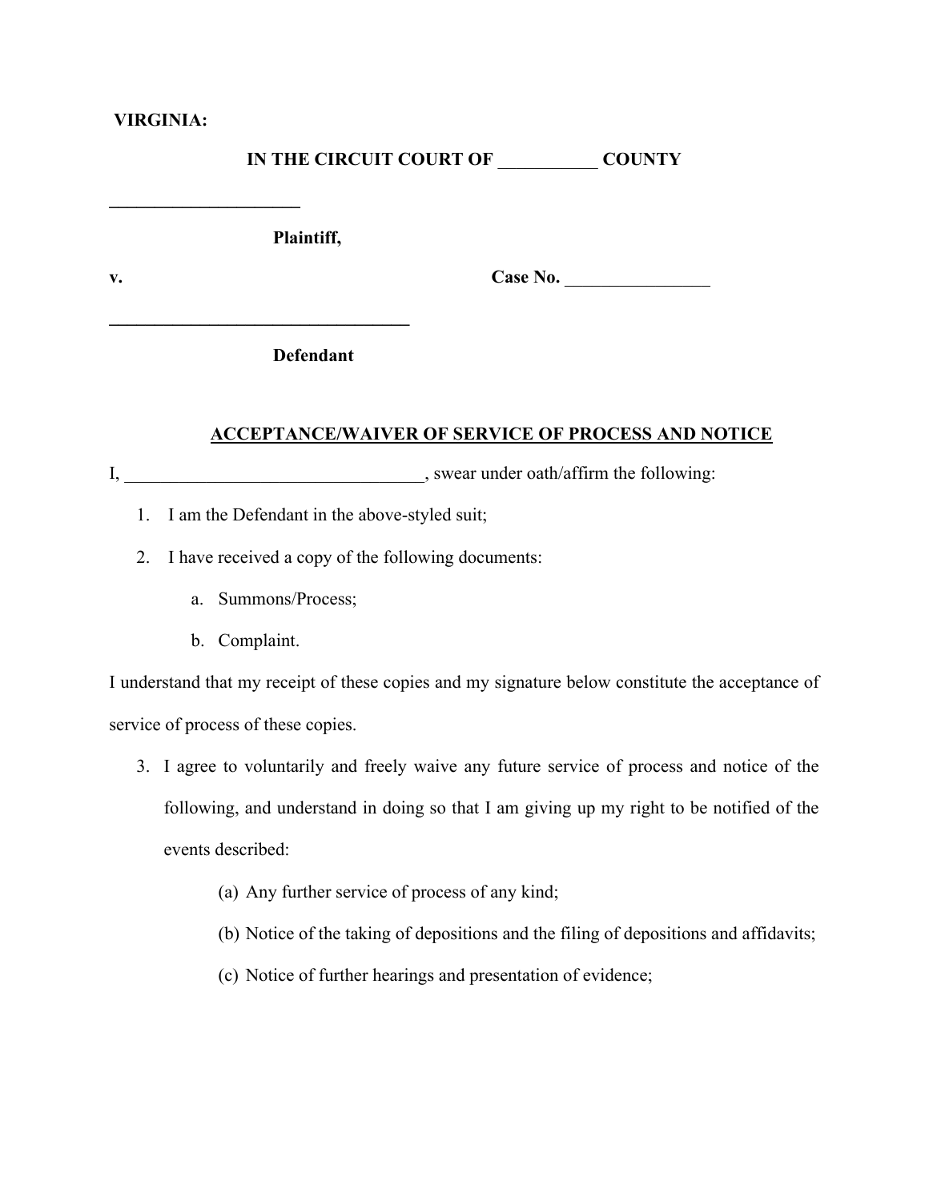**VIRGINIA:**

**IN THE CIRCUIT COURT OF \_\_\_\_\_\_\_\_\_\_\_ COUNTY**

\_\_\_\_\_\_\_\_\_\_\_\_\_\_\_\_\_\_\_\_\_\_

**Plaintiff,**

**v.** **Case No. \_\_\_\_\_\_\_\_\_\_\_\_\_\_\_\_**

\_\_\_\_\_\_\_\_\_\_\_\_\_\_\_\_\_\_\_\_\_\_\_\_\_\_\_\_\_\_\_\_\_\_

**Defendant**

**ACCEPTANCE/WAIVER OF SERVICE OF PROCESS AND NOTICE**

I, \_\_\_\_\_\_\_\_\_\_\_\_\_\_\_\_\_\_\_\_\_\_\_\_\_\_\_\_\_\_\_\_\_, swear under oath/affirm the following:

1. I am the Defendant in the above-styled suit;
2. I have received a copy of the following documents:
   a. Summons/Process;
   b. Complaint.

I understand that my receipt of these copies and my signature below constitute the acceptance of service of process of these copies.

3. I agree to voluntarily and freely waive any future service of process and notice of the following, and understand in doing so that I am giving up my right to be notified of the events described:
   (a) Any further service of process of any kind;
   (b) Notice of the taking of depositions and the filing of depositions and affidavits;
   (c) Notice of further hearings and presentation of evidence;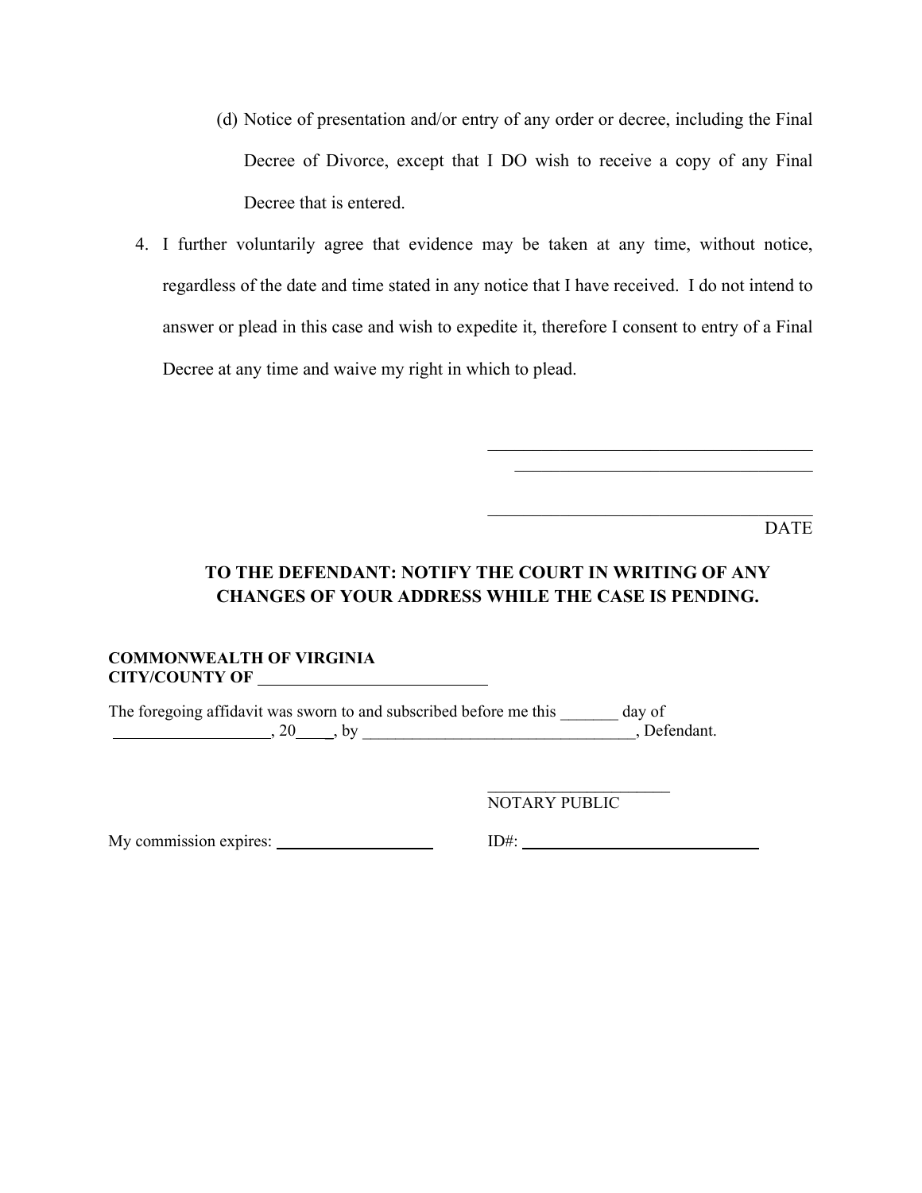(d) Notice of presentation and/or entry of any order or decree, including the Final Decree of Divorce, except that I DO wish to receive a copy of any Final Decree that is entered.

4. I further voluntarily agree that evidence may be taken at any time, without notice, regardless of the date and time stated in any notice that I have received. I do not intend to answer or plead in this case and wish to expedite it, therefore I consent to entry of a Final Decree at any time and waive my right in which to plead.

\_\_\_\_\_\_\_\_\_\_\_\_\_\_\_\_\_\_\_\_\_\_\_\_\_\_\_\_\_\_\_\_\_\_\_\_\_\_

\_\_\_\_\_\_\_\_\_\_\_\_\_\_\_\_\_\_\_\_\_\_\_\_\_\_\_\_\_\_\_\_\_\_\_

\_\_\_\_\_\_\_\_\_\_\_\_\_\_\_\_\_\_\_\_\_\_\_\_\_\_\_\_\_\_\_\_\_\_\_\_\_\_

DATE

**TO THE DEFENDANT: NOTIFY THE COURT IN WRITING OF ANY CHANGES OF YOUR ADDRESS WHILE THE CASE IS PENDING.**

**COMMONWEALTH OF VIRGINIA**
**CITY/COUNTY OF** \_\_\_\_\_\_\_\_\_\_\_\_\_\_\_\_\_\_\_\_\_\_\_\_\_\_\_

The foregoing affidavit was sworn to and subscribed before me this \_\_\_\_\_\_\_ day of \_\_\_\_\_\_\_\_\_\_\_\_\_\_\_\_\_\_\_, 20\_\_\_\_, by \_\_\_\_\_\_\_\_\_\_\_\_\_\_\_\_\_\_\_\_\_\_\_\_\_\_\_\_\_\_\_\_\_\_\_, Defendant.

\_\_\_\_\_\_\_\_\_\_\_\_\_\_\_\_\_\_\_\_\_\_\_
NOTARY PUBLIC

My commission expires: \_\_\_\_\_\_\_\_\_\_\_\_\_\_\_\_\_\_\_\_ ID#: \_\_\_\_\_\_\_\_\_\_\_\_\_\_\_\_\_\_\_\_\_\_\_\_\_\_\_\_\_\_